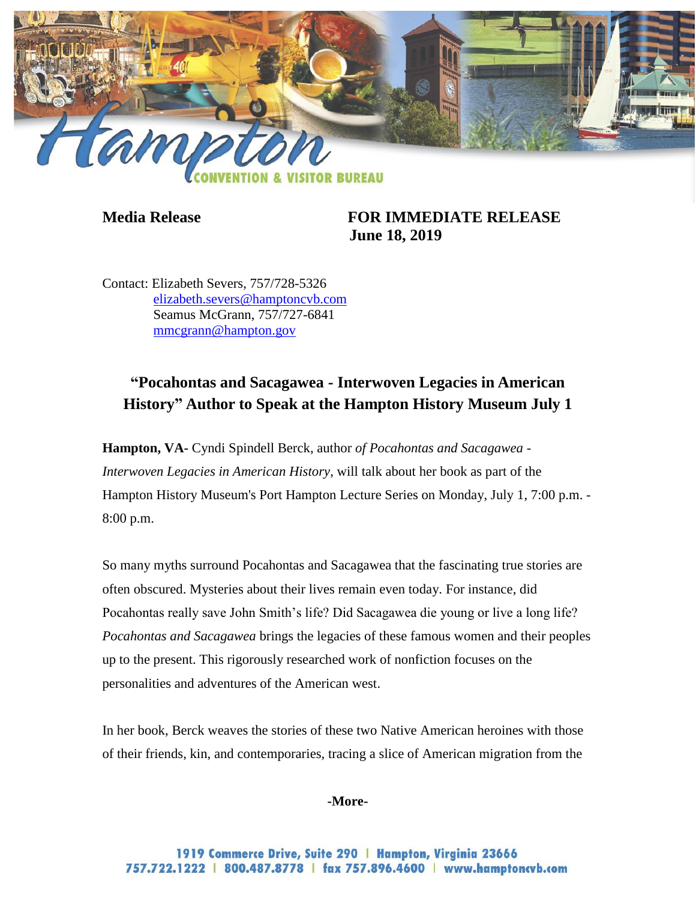Hampton CONVENTION & VISITOR BUREAU

**Media Release** **FOR IMMEDIATE RELEASE**
**June 18, 2019**

Contact: Elizabeth Severs, 757/728-5326
elizabeth.severs@hamptoncvb.com
Seamus McGrann, 757/727-6841
mmcgrann@hampton.gov

## "Pocahontas and Sacagawea - Interwoven Legacies in American History" Author to Speak at the Hampton History Museum July 1

**Hampton, VA-** Cyndi Spindell Berck, author *of Pocahontas and Sacagawea - Interwoven Legacies in American History*, will talk about her book as part of the Hampton History Museum's Port Hampton Lecture Series on Monday, July 1, 7:00 p.m. - 8:00 p.m.

So many myths surround Pocahontas and Sacagawea that the fascinating true stories are often obscured. Mysteries about their lives remain even today. For instance, did Pocahontas really save John Smith's life? Did Sacagawea die young or live a long life? *Pocahontas and Sacagawea* brings the legacies of these famous women and their peoples up to the present. This rigorously researched work of nonfiction focuses on the personalities and adventures of the American west.

In her book, Berck weaves the stories of these two Native American heroines with those of their friends, kin, and contemporaries, tracing a slice of American migration from the

**-More-**

1919 Commerce Drive, Suite 290 | Hampton, Virginia 23666
757.722.1222 | 800.487.8778 | fax 757.896.4600 | www.hamptoncvb.com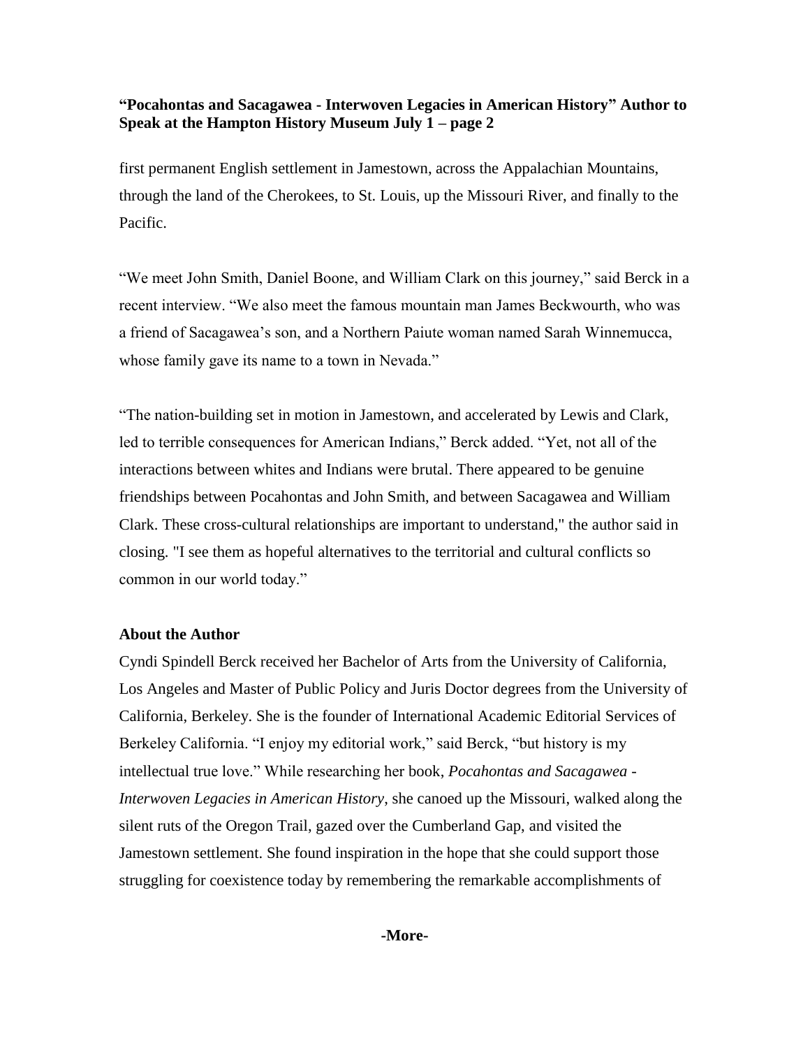first permanent English settlement in Jamestown, across the Appalachian Mountains, through the land of the Cherokees, to St. Louis, up the Missouri River, and finally to the Pacific.

"We meet John Smith, Daniel Boone, and William Clark on this journey," said Berck in a recent interview. "We also meet the famous mountain man James Beckwourth, who was a friend of Sacagawea's son, and a Northern Paiute woman named Sarah Winnemucca, whose family gave its name to a town in Nevada."

"The nation-building set in motion in Jamestown, and accelerated by Lewis and Clark, led to terrible consequences for American Indians," Berck added. "Yet, not all of the interactions between whites and Indians were brutal. There appeared to be genuine friendships between Pocahontas and John Smith, and between Sacagawea and William Clark. These cross-cultural relationships are important to understand," the author said in closing. "I see them as hopeful alternatives to the territorial and cultural conflicts so common in our world today."

**About the Author**

Cyndi Spindell Berck received her Bachelor of Arts from the University of California, Los Angeles and Master of Public Policy and Juris Doctor degrees from the University of California, Berkeley. She is the founder of International Academic Editorial Services of Berkeley California. "I enjoy my editorial work," said Berck, "but history is my intellectual true love." While researching her book, *Pocahontas and Sacagawea - Interwoven Legacies in American History*, she canoed up the Missouri, walked along the silent ruts of the Oregon Trail, gazed over the Cumberland Gap, and visited the Jamestown settlement. She found inspiration in the hope that she could support those struggling for coexistence today by remembering the remarkable accomplishments of

**-More-**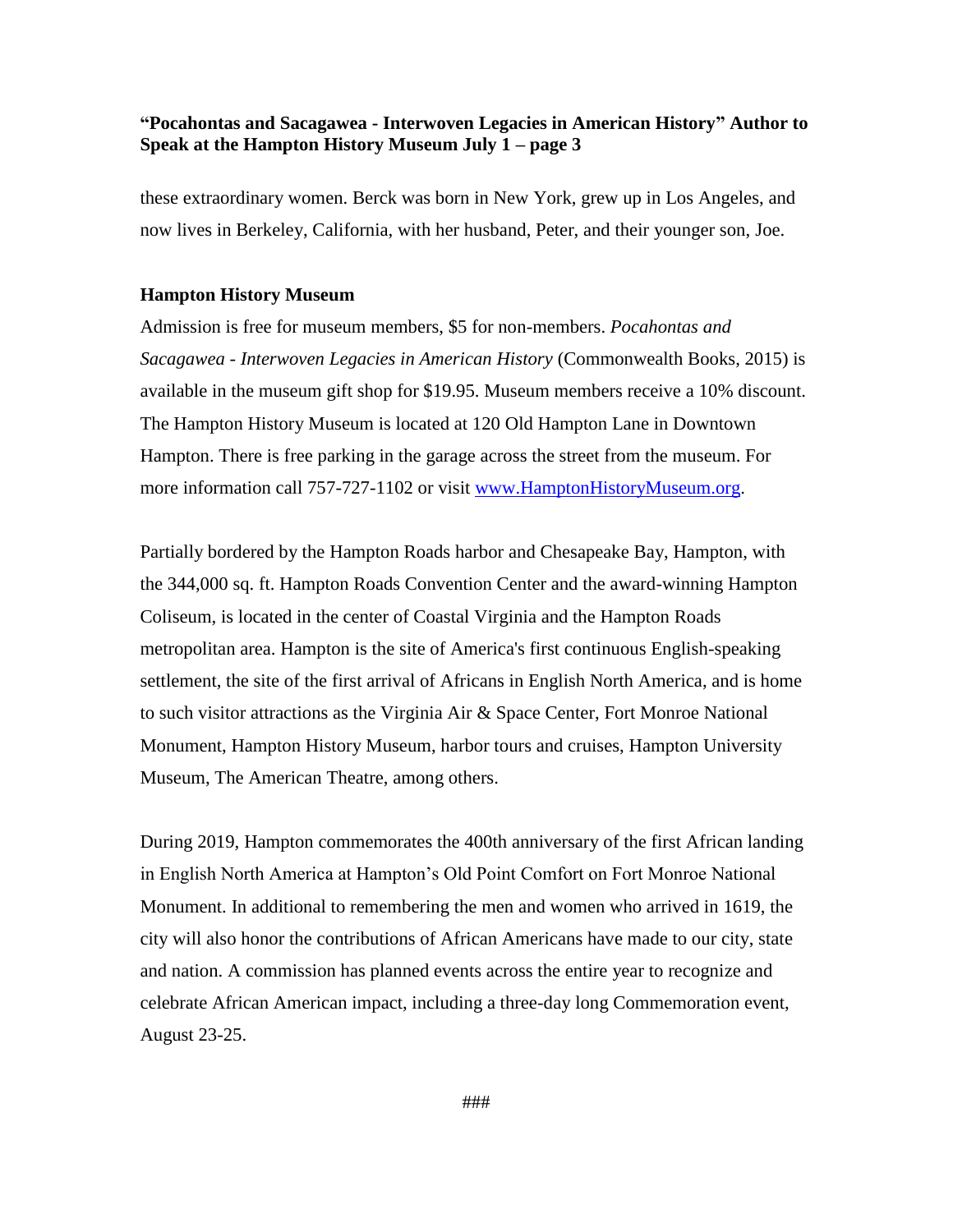these extraordinary women. Berck was born in New York, grew up in Los Angeles, and now lives in Berkeley, California, with her husband, Peter, and their younger son, Joe.

**Hampton History Museum**

Admission is free for museum members, $5 for non-members. *Pocahontas and Sacagawea - Interwoven Legacies in American History* (Commonwealth Books, 2015) is available in the museum gift shop for $19.95. Museum members receive a 10% discount. The Hampton History Museum is located at 120 Old Hampton Lane in Downtown Hampton. There is free parking in the garage across the street from the museum. For more information call 757-727-1102 or visit [www.HamptonHistoryMuseum.org](http://www.HamptonHistoryMuseum.org).

Partially bordered by the Hampton Roads harbor and Chesapeake Bay, Hampton, with the 344,000 sq. ft. Hampton Roads Convention Center and the award-winning Hampton Coliseum, is located in the center of Coastal Virginia and the Hampton Roads metropolitan area. Hampton is the site of America's first continuous English-speaking settlement, the site of the first arrival of Africans in English North America, and is home to such visitor attractions as the Virginia Air & Space Center, Fort Monroe National Monument, Hampton History Museum, harbor tours and cruises, Hampton University Museum, The American Theatre, among others.

During 2019, Hampton commemorates the 400th anniversary of the first African landing in English North America at Hampton's Old Point Comfort on Fort Monroe National Monument. In additional to remembering the men and women who arrived in 1619, the city will also honor the contributions of African Americans have made to our city, state and nation. A commission has planned events across the entire year to recognize and celebrate African American impact, including a three-day long Commemoration event, August 23-25.

###